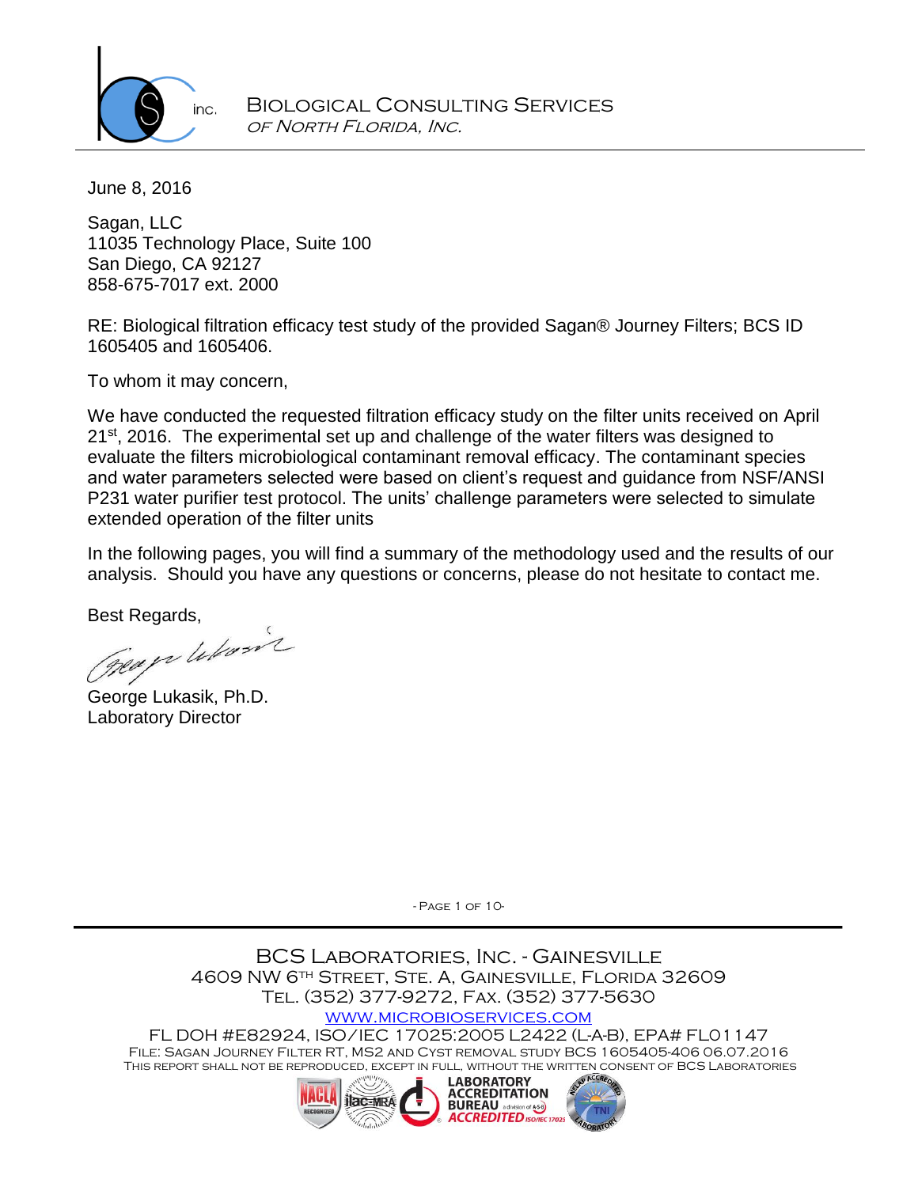BIOLOGICAL CONSULTING SERVICES
*OF NORTH FLORIDA, INC.*

June 8, 2016

Sagan, LLC
11035 Technology Place, Suite 100
San Diego, CA 92127
858-675-7017 ext. 2000

RE: Biological filtration efficacy test study of the provided Sagan® Journey Filters; BCS ID 1605405 and 1605406.

To whom it may concern,

We have conducted the requested filtration efficacy study on the filter units received on April 21st, 2016. The experimental set up and challenge of the water filters was designed to evaluate the filters microbiological contaminant removal efficacy. The contaminant species and water parameters selected were based on client's request and guidance from NSF/ANSI P231 water purifier test protocol. The units' challenge parameters were selected to simulate extended operation of the filter units

In the following pages, you will find a summary of the methodology used and the results of our analysis. Should you have any questions or concerns, please do not hesitate to contact me.

Best Regards,

George Lukasik, Ph.D.
Laboratory Director

BCS LABORATORIES, INC. - GAINESVILLE
4609 NW 6TH STREET, STE. A, GAINESVILLE, FLORIDA 32609
TEL. (352) 377-9272, FAX. (352) 377-5630
WWW.MICROBIOSERVICES.COM
FL DOH #E82924, ISO/IEC 17025:2005 L2422 (L-A-B), EPA# FL01147
FILE: SAGAN JOURNEY FILTER RT, MS2 AND CYST REMOVAL STUDY BCS 1605405-406 06.07.2016
THIS REPORT SHALL NOT BE REPRODUCED, EXCEPT IN FULL, WITHOUT THE WRITTEN CONSENT OF BCS LABORATORIES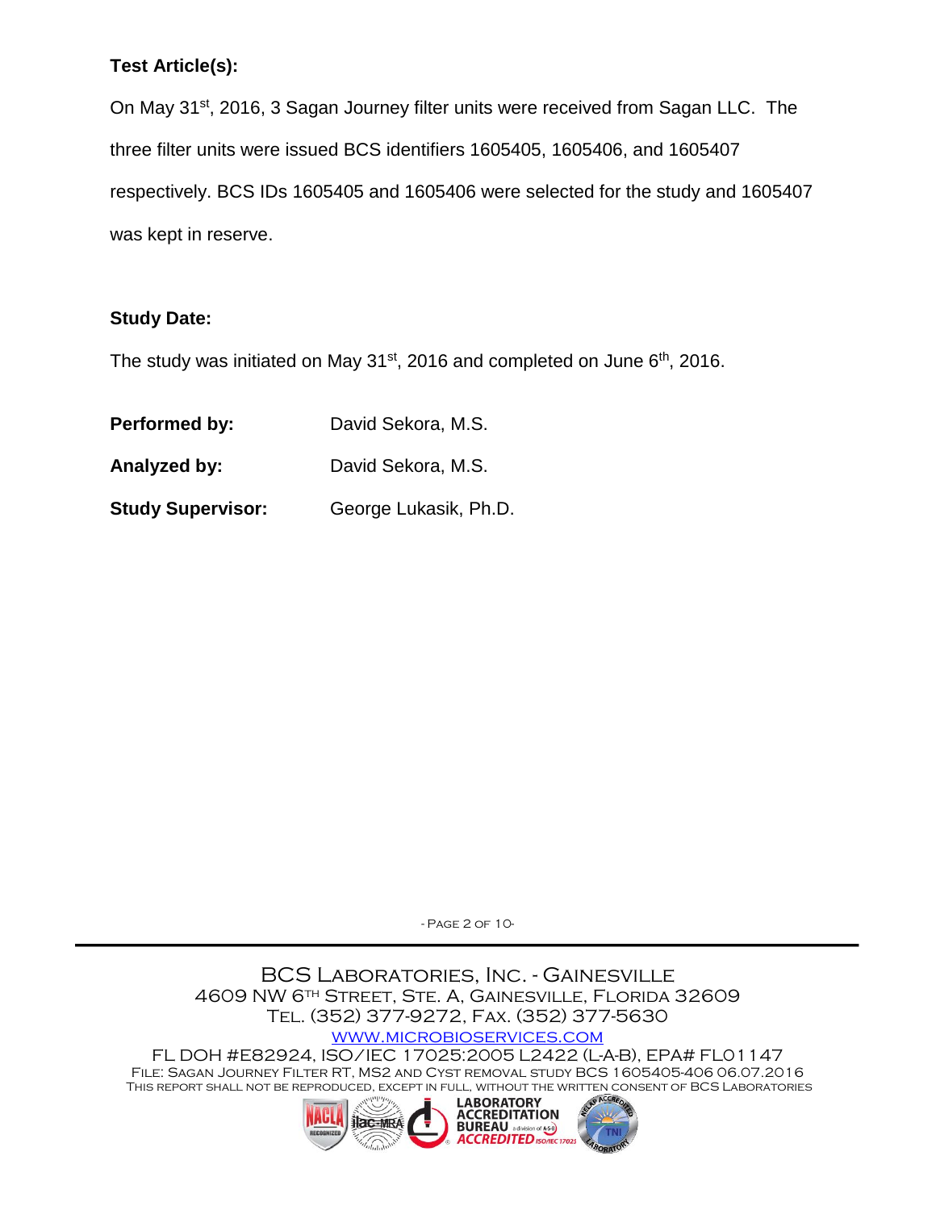**Test Article(s):**

On May 31st, 2016, 3 Sagan Journey filter units were received from Sagan LLC. The three filter units were issued BCS identifiers 1605405, 1605406, and 1605407 respectively. BCS IDs 1605405 and 1605406 were selected for the study and 1605407 was kept in reserve.

**Study Date:**

The study was initiated on May 31st, 2016 and completed on June 6th, 2016.

**Performed by:** David Sekora, M.S.

**Analyzed by:** David Sekora, M.S.

**Study Supervisor:** George Lukasik, Ph.D.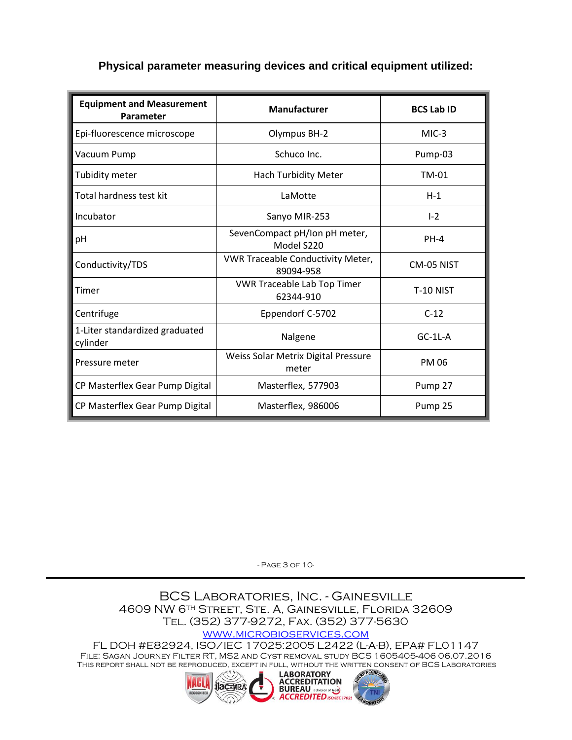### Physical parameter measuring devices and critical equipment utilized:

| Equipment and Measurement Parameter | Manufacturer | BCS Lab ID |
|---|---|---|
| Epi-fluorescence microscope | Olympus BH-2 | MIC-3 |
| Vacuum Pump | Schuco Inc. | Pump-03 |
| Tubidity meter | Hach Turbidity Meter | TM-01 |
| Total hardness test kit | LaMotte | H-1 |
| Incubator | Sanyo MIR-253 | I-2 |
| pH | SevenCompact pH/Ion pH meter, Model S220 | PH-4 |
| Conductivity/TDS | VWR Traceable Conductivity Meter, 89094-958 | CM-05 NIST |
| Timer | VWR Traceable Lab Top Timer 62344-910 | T-10 NIST |
| Centrifuge | Eppendorf C-5702 | C-12 |
| 1-Liter standardized graduated cylinder | Nalgene | GC-1L-A |
| Pressure meter | Weiss Solar Metrix Digital Pressure meter | PM 06 |
| CP Masterflex Gear Pump Digital | Masterflex, 577903 | Pump 27 |
| CP Masterflex Gear Pump Digital | Masterflex, 986006 | Pump 25 |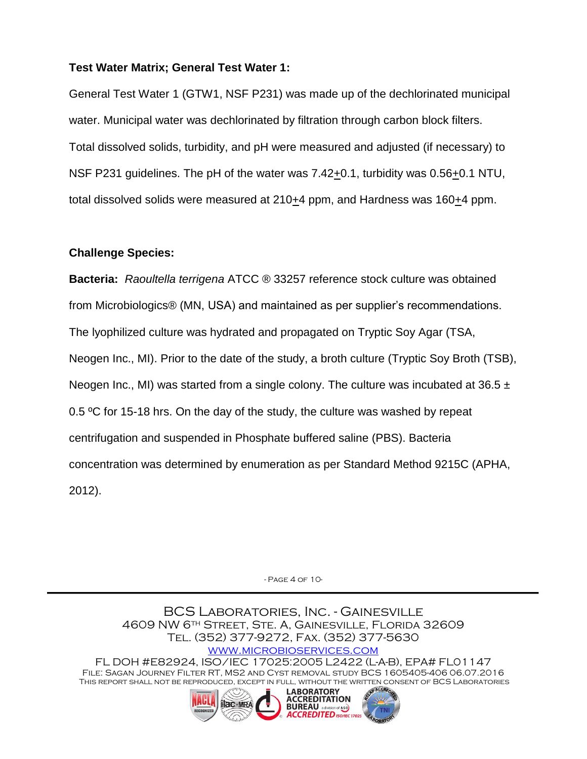**Test Water Matrix; General Test Water 1:**

General Test Water 1 (GTW1, NSF P231) was made up of the dechlorinated municipal water. Municipal water was dechlorinated by filtration through carbon block filters. Total dissolved solids, turbidity, and pH were measured and adjusted (if necessary) to NSF P231 guidelines. The pH of the water was 7.42±0.1, turbidity was 0.56±0.1 NTU, total dissolved solids were measured at 210±4 ppm, and Hardness was 160±4 ppm.

**Challenge Species:**

**Bacteria:** *Raoultella terrigena* ATCC ® 33257 reference stock culture was obtained from Microbiologics® (MN, USA) and maintained as per supplier's recommendations. The lyophilized culture was hydrated and propagated on Tryptic Soy Agar (TSA, Neogen Inc., MI). Prior to the date of the study, a broth culture (Tryptic Soy Broth (TSB), Neogen Inc., MI) was started from a single colony. The culture was incubated at 36.5 ± 0.5 ºC for 15-18 hrs. On the day of the study, the culture was washed by repeat centrifugation and suspended in Phosphate buffered saline (PBS). Bacteria concentration was determined by enumeration as per Standard Method 9215C (APHA, 2012).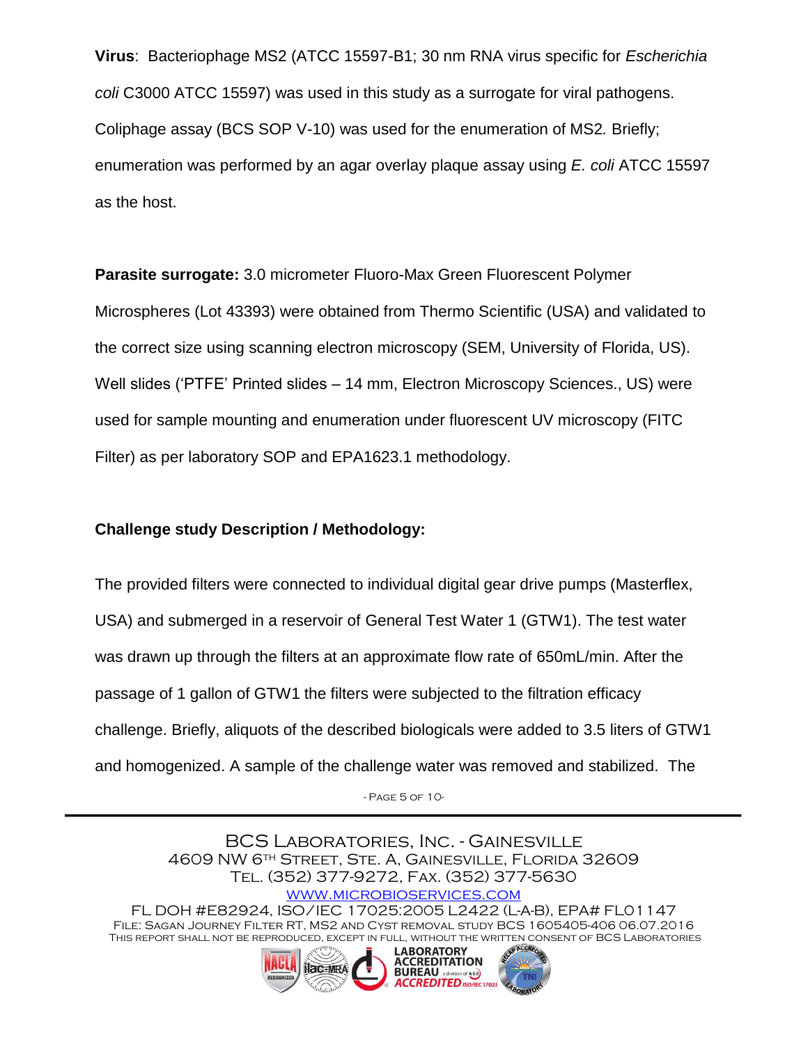**Virus**: Bacteriophage MS2 (ATCC 15597-B1; 30 nm RNA virus specific for *Escherichia coli* C3000 ATCC 15597) was used in this study as a surrogate for viral pathogens. Coliphage assay (BCS SOP V-10) was used for the enumeration of MS2. Briefly; enumeration was performed by an agar overlay plaque assay using *E. coli* ATCC 15597 as the host.

**Parasite surrogate:** 3.0 micrometer Fluoro-Max Green Fluorescent Polymer Microspheres (Lot 43393) were obtained from Thermo Scientific (USA) and validated to the correct size using scanning electron microscopy (SEM, University of Florida, US). Well slides ('PTFE' Printed slides – 14 mm, Electron Microscopy Sciences., US) were used for sample mounting and enumeration under fluorescent UV microscopy (FITC Filter) as per laboratory SOP and EPA1623.1 methodology.

**Challenge study Description / Methodology:**

The provided filters were connected to individual digital gear drive pumps (Masterflex, USA) and submerged in a reservoir of General Test Water 1 (GTW1). The test water was drawn up through the filters at an approximate flow rate of 650mL/min. After the passage of 1 gallon of GTW1 the filters were subjected to the filtration efficacy challenge. Briefly, aliquots of the described biologicals were added to 3.5 liters of GTW1 and homogenized. A sample of the challenge water was removed and stabilized. The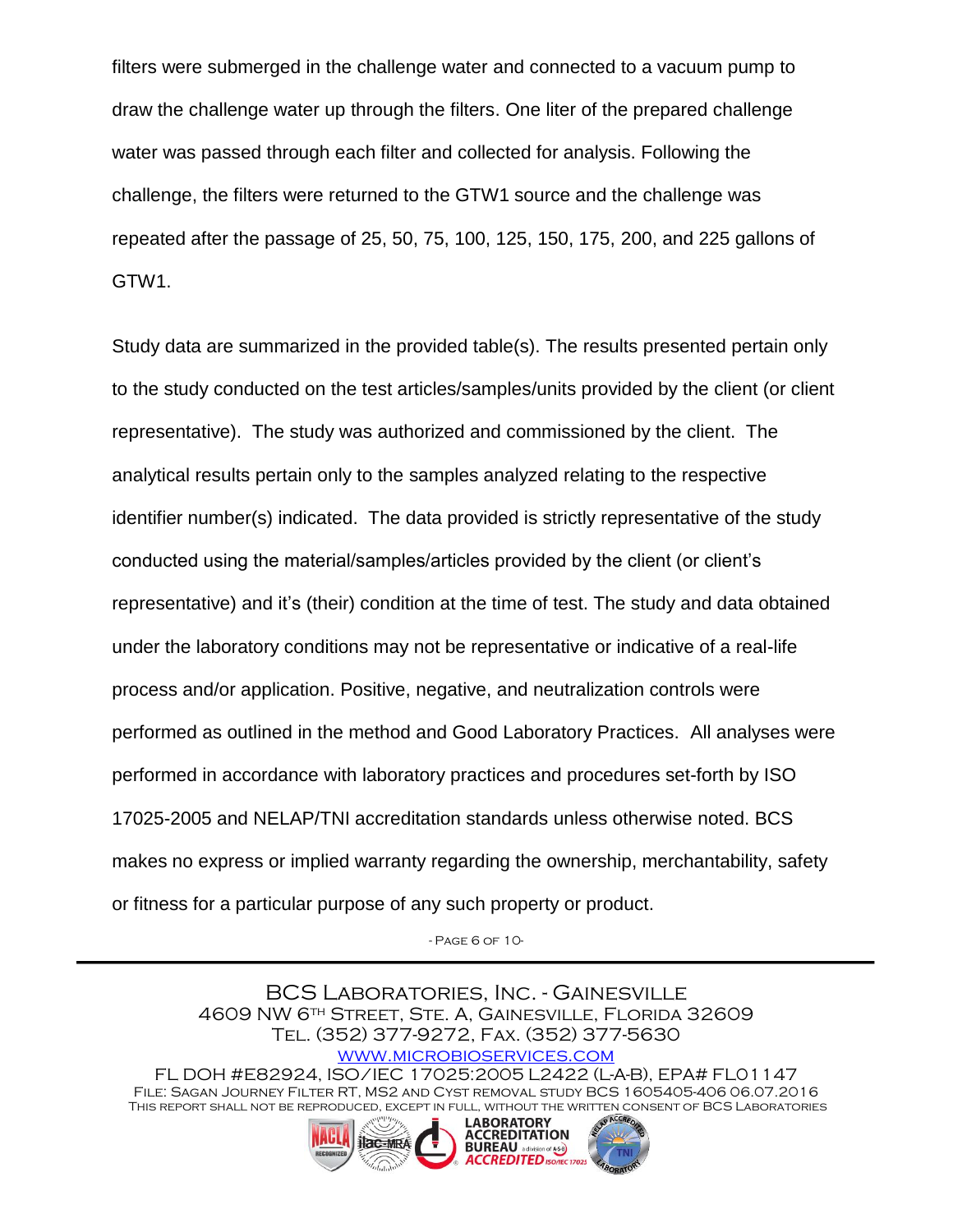filters were submerged in the challenge water and connected to a vacuum pump to draw the challenge water up through the filters. One liter of the prepared challenge water was passed through each filter and collected for analysis. Following the challenge, the filters were returned to the GTW1 source and the challenge was repeated after the passage of 25, 50, 75, 100, 125, 150, 175, 200, and 225 gallons of GTW1.

Study data are summarized in the provided table(s). The results presented pertain only to the study conducted on the test articles/samples/units provided by the client (or client representative). The study was authorized and commissioned by the client. The analytical results pertain only to the samples analyzed relating to the respective identifier number(s) indicated. The data provided is strictly representative of the study conducted using the material/samples/articles provided by the client (or client's representative) and it's (their) condition at the time of test. The study and data obtained under the laboratory conditions may not be representative or indicative of a real-life process and/or application. Positive, negative, and neutralization controls were performed as outlined in the method and Good Laboratory Practices. All analyses were performed in accordance with laboratory practices and procedures set-forth by ISO 17025-2005 and NELAP/TNI accreditation standards unless otherwise noted. BCS makes no express or implied warranty regarding the ownership, merchantability, safety or fitness for a particular purpose of any such property or product.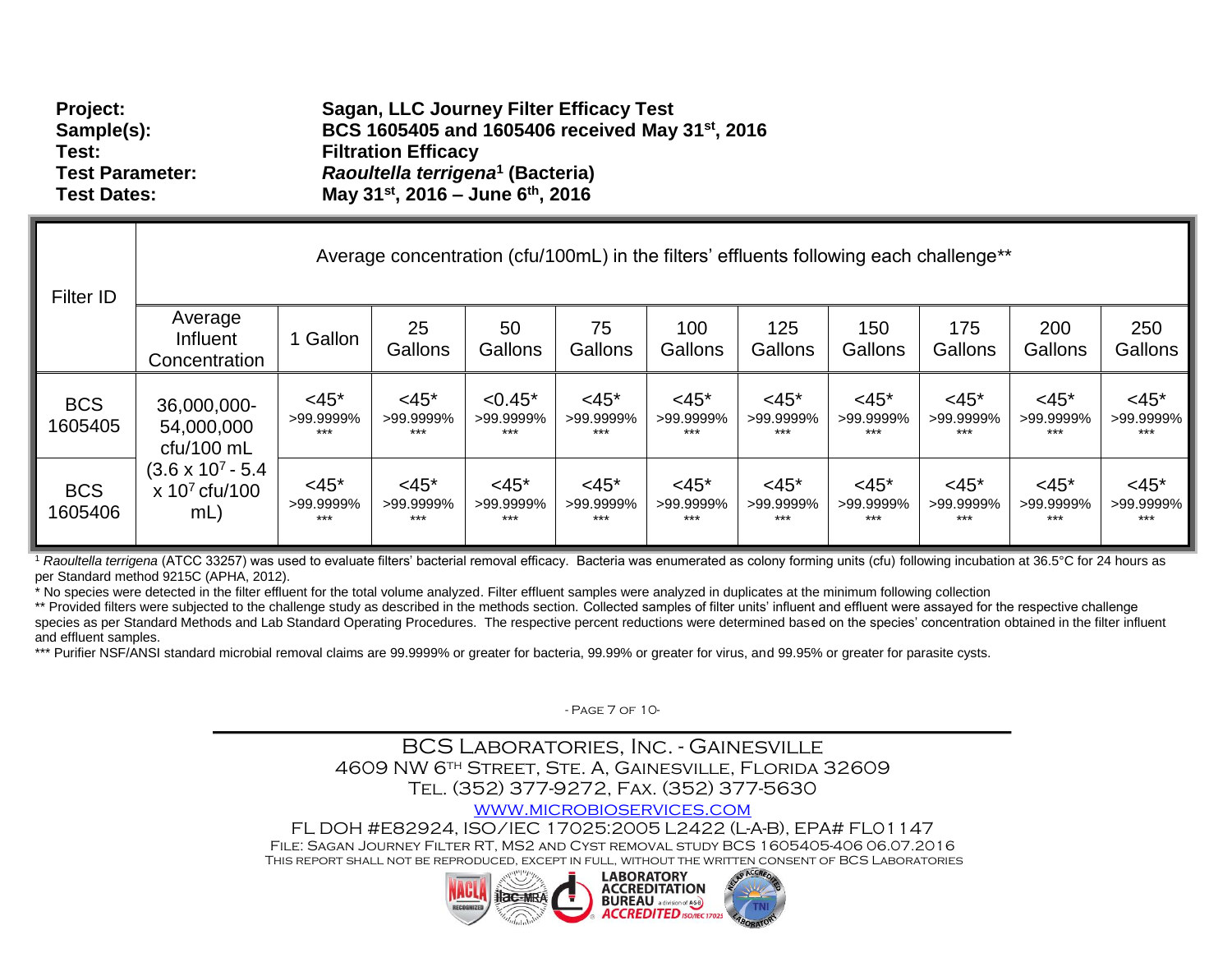**Project:** Sagan, LLC Journey Filter Efficacy Test
**Sample(s):** BCS 1605405 and 1605406 received May 31st, 2016
**Test:** Filtration Efficacy
**Test Parameter:** *Raoultella terrigena*[1] (Bacteria)
**Test Dates:** May 31st, 2016 – June 6th, 2016

| Filter ID | Average concentration (cfu/100mL) in the filters' effluents following each challenge** | | | | | | | | | | |
|---|---|---|---|---|---|---|---|---|---|---|---|
| | Average Influent Concentration | 1 Gallon | 25 Gallons | 50 Gallons | 75 Gallons | 100 Gallons | 125 Gallons | 150 Gallons | 175 Gallons | 200 Gallons | 250 Gallons |
| BCS 1605405 | 36,000,000-54,000,000 cfu/100 mL ($3.6 \times 10^7$ - $5.4 \times 10^7$ cfu/100 mL) | <45* >99.9999% *** | <45* >99.9999% *** | <0.45* >99.9999% *** | <45* >99.9999% *** | <45* >99.9999% *** | <45* >99.9999% *** | <45* >99.9999% *** | <45* >99.9999% *** | <45* >99.9999% *** | <45* >99.9999% *** |
| BCS 1605406 | | <45* >99.9999% *** | <45* >99.9999% *** | <45* >99.9999% *** | <45* >99.9999% *** | <45* >99.9999% *** | <45* >99.9999% *** | <45* >99.9999% *** | <45* >99.9999% *** | <45* >99.9999% *** | <45* >99.9999% *** |

[1] *Raoultella terrigena* (ATCC 33257) was used to evaluate filters' bacterial removal efficacy. Bacteria was enumerated as colony forming units (cfu) following incubation at 36.5°C for 24 hours as per Standard method 9215C (APHA, 2012).

* No species were detected in the filter effluent for the total volume analyzed. Filter effluent samples were analyzed in duplicates at the minimum following collection

** Provided filters were subjected to the challenge study as described in the methods section. Collected samples of filter units' influent and effluent were assayed for the respective challenge species as per Standard Methods and Lab Standard Operating Procedures. The respective percent reductions were determined based on the species' concentration obtained in the filter influent and effluent samples.

*** Purifier NSF/ANSI standard microbial removal claims are 99.9999% or greater for bacteria, 99.99% or greater for virus, and 99.95% or greater for parasite cysts.

BCS Laboratories, Inc. - Gainesville
4609 NW 6th Street, Ste. A, Gainesville, Florida 32609
Tel. (352) 377-9272, Fax. (352) 377-5630
www.microbioservices.com
FL DOH #E82924, ISO/IEC 17025:2005 L2422 (L-A-B), EPA# FL01147
File: Sagan Journey Filter RT, MS2 and Cyst removal study BCS 1605405-406 06.07.2016
This report shall not be reproduced, except in full, without the written consent of BCS Laboratories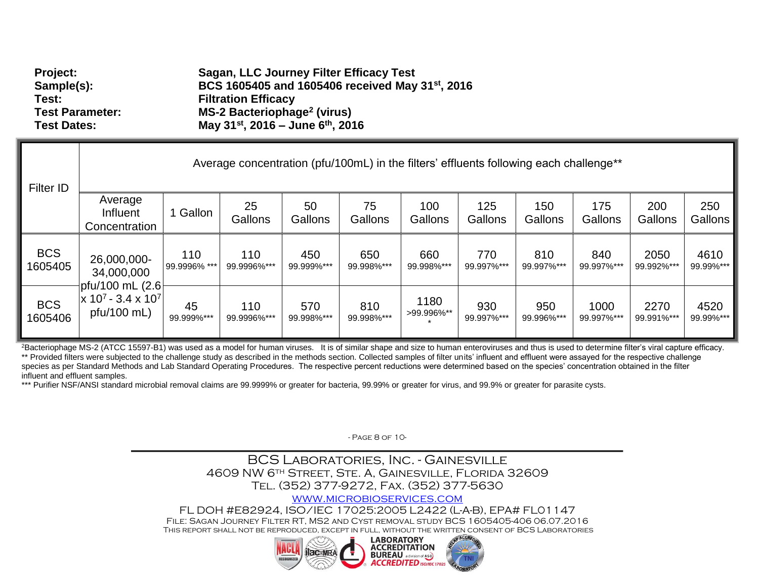**Project:** Sagan, LLC Journey Filter Efficacy Test
**Sample(s):** BCS 1605405 and 1605406 received May 31st, 2016
**Test:** Filtration Efficacy
**Test Parameter:** MS-2 Bacteriophage[2] (virus)
**Test Dates:** May 31st, 2016 – June 6th, 2016

| Filter ID | Average concentration (pfu/100mL) in the filters' effluents following each challenge** | | | | | | | | | | |
|---|---|---|---|---|---|---|---|---|---|---|---|
| | Average Influent Concentration | 1 Gallon | 25 Gallons | 50 Gallons | 75 Gallons | 100 Gallons | 125 Gallons | 150 Gallons | 175 Gallons | 200 Gallons | 250 Gallons |
| BCS 1605405 | 26,000,000-34,000,000 pfu/100 mL ($2.6 \times 10^7$ - $3.4 \times 10^7$ pfu/100 mL) | 110 99.9996% *** | 110 99.9996%*** | 450 99.999%*** | 650 99.998%*** | 660 99.998%*** | 770 99.997%*** | 810 99.997%*** | 840 99.997%*** | 2050 99.992%*** | 4610 99.99%*** |
| BCS 1605406 | | 45 99.999%*** | 110 99.9996%*** | 570 99.998%*** | 810 99.998%*** | 1180 >99.996%*** | 930 99.997%*** | 950 99.996%*** | 1000 99.997%*** | 2270 99.991%*** | 4520 99.99%*** |

[2]Bacteriophage MS-2 (ATCC 15597-B1) was used as a model for human viruses. It is of similar shape and size to human enteroviruses and thus is used to determine filter's viral capture efficacy.
** Provided filters were subjected to the challenge study as described in the methods section. Collected samples of filter units' influent and effluent were assayed for the respective challenge species as per Standard Methods and Lab Standard Operating Procedures. The respective percent reductions were determined based on the species' concentration obtained in the filter influent and effluent samples.
*** Purifier NSF/ANSI standard microbial removal claims are 99.9999% or greater for bacteria, 99.99% or greater for virus, and 99.9% or greater for parasite cysts.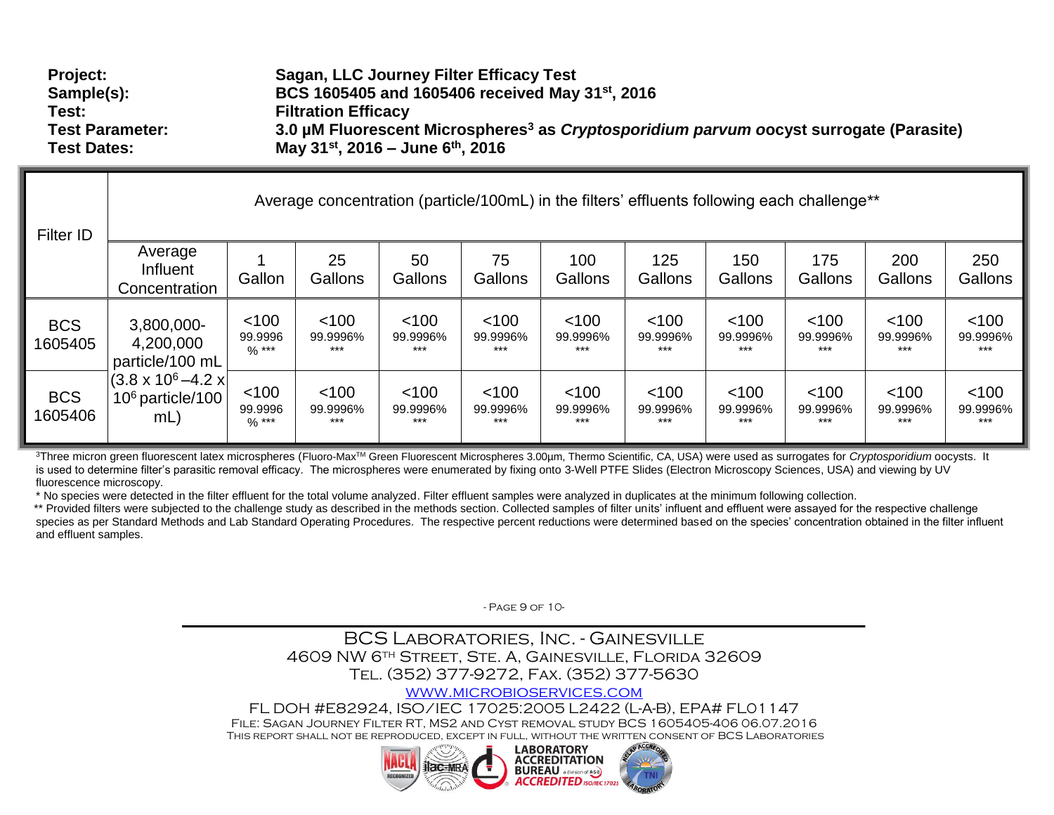**Project:** Sagan, LLC Journey Filter Efficacy Test
**Sample(s):** BCS 1605405 and 1605406 received May 31st, 2016
**Test:** Filtration Efficacy
**Test Parameter:** 3.0 µM Fluorescent Microspheres[3] as *Cryptosporidium parvum o*ocyst surrogate (Parasite)
**Test Dates:** May 31st, 2016 – June 6th, 2016

| Filter ID | Average concentration (particle/100mL) in the filters' effluents following each challenge** | | | | | | | | | | |
|---|---|---|---|---|---|---|---|---|---|---|---|
| | Average Influent Concentration | 1 Gallon | 25 Gallons | 50 Gallons | 75 Gallons | 100 Gallons | 125 Gallons | 150 Gallons | 175 Gallons | 200 Gallons | 250 Gallons |
| BCS 1605405 | 3,800,000-4,200,000 particle/100 mL ($3.8 \times 10^6$ – $4.2 \times 10^6$ particle/100 mL) | <100 99.9996% *** | <100 99.9996% *** | <100 99.9996% *** | <100 99.9996% *** | <100 99.9996% *** | <100 99.9996% *** | <100 99.9996% *** | <100 99.9996% *** | <100 99.9996% *** | <100 99.9996% *** |
| BCS 1605406 | | <100 99.9996% *** | <100 99.9996% *** | <100 99.9996% *** | <100 99.9996% *** | <100 99.9996% *** | <100 99.9996% *** | <100 99.9996% *** | <100 99.9996% *** | <100 99.9996% *** | <100 99.9996% *** |

[3]Three micron green fluorescent latex microspheres (Fluoro-Max™ Green Fluorescent Microspheres 3.00µm, Thermo Scientific, CA, USA) were used as surrogates for *Cryptosporidium* oocysts. It is used to determine filter's parasitic removal efficacy. The microspheres were enumerated by fixing onto 3-Well PTFE Slides (Electron Microscopy Sciences, USA) and viewing by UV fluorescence microscopy.

\* No species were detected in the filter effluent for the total volume analyzed. Filter effluent samples were analyzed in duplicates at the minimum following collection.

** Provided filters were subjected to the challenge study as described in the methods section. Collected samples of filter units' influent and effluent were assayed for the respective challenge species as per Standard Methods and Lab Standard Operating Procedures. The respective percent reductions were determined based on the species' concentration obtained in the filter influent and effluent samples.

BCS Laboratories, Inc. - Gainesville
4609 NW 6th Street, Ste. A, Gainesville, Florida 32609
Tel. (352) 377-9272, Fax. (352) 377-5630
www.microbioservices.com
FL DOH #E82924, ISO/IEC 17025:2005 L2422 (L-A-B), EPA# FL01147
File: Sagan Journey Filter RT, MS2 and Cyst removal study BCS 1605405-406 06.07.2016
This report shall not be reproduced, except in full, without the written consent of BCS Laboratories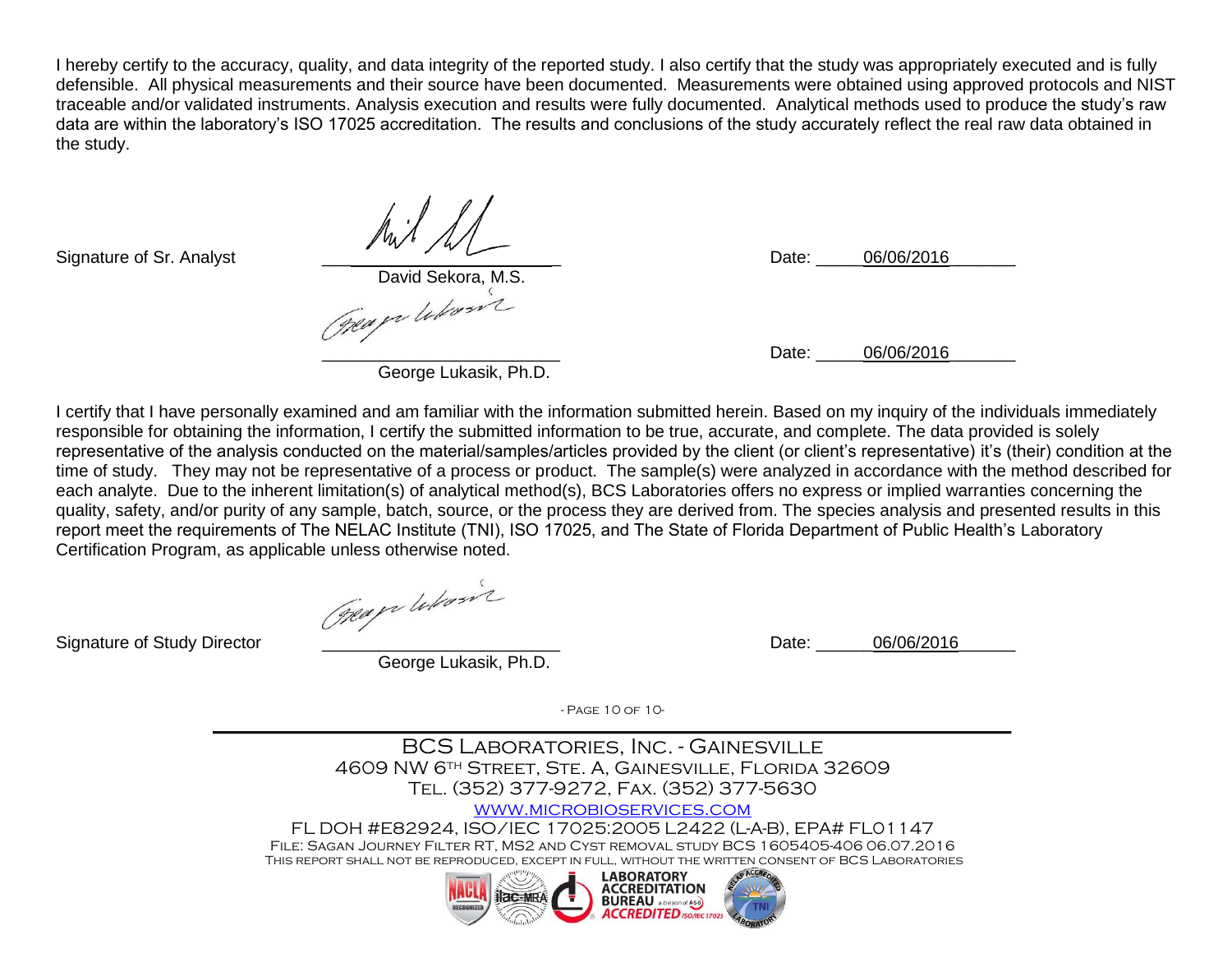I hereby certify to the accuracy, quality, and data integrity of the reported study. I also certify that the study was appropriately executed and is fully defensible. All physical measurements and their source have been documented. Measurements were obtained using approved protocols and NIST traceable and/or validated instruments. Analysis execution and results were fully documented. Analytical methods used to produce the study's raw data are within the laboratory's ISO 17025 accreditation. The results and conclusions of the study accurately reflect the real raw data obtained in the study.

Signature of Sr. Analyst ________________________ Date: 06/06/2016

David Sekora, M.S.

________________________ Date: 06/06/2016

George Lukasik, Ph.D.

I certify that I have personally examined and am familiar with the information submitted herein. Based on my inquiry of the individuals immediately responsible for obtaining the information, I certify the submitted information to be true, accurate, and complete. The data provided is solely representative of the analysis conducted on the material/samples/articles provided by the client (or client's representative) it's (their) condition at the time of study. They may not be representative of a process or product. The sample(s) were analyzed in accordance with the method described for each analyte. Due to the inherent limitation(s) of analytical method(s), BCS Laboratories offers no express or implied warranties concerning the quality, safety, and/or purity of any sample, batch, source, or the process they are derived from. The species analysis and presented results in this report meet the requirements of The NELAC Institute (TNI), ISO 17025, and The State of Florida Department of Public Health's Laboratory Certification Program, as applicable unless otherwise noted.

Signature of Study Director ________________________ Date: 06/06/2016

George Lukasik, Ph.D.

BCS Laboratories, Inc. - Gainesville
4609 NW 6th Street, Ste. A, Gainesville, Florida 32609
Tel. (352) 377-9272, Fax. (352) 377-5630
www.microbioservices.com
FL DOH #E82924, ISO/IEC 17025:2005 L2422 (L-A-B), EPA# FL01147
File: Sagan Journey Filter RT, MS2 and Cyst removal study BCS 1605405-406 06.07.2016
This report shall not be reproduced, except in full, without the written consent of BCS Laboratories